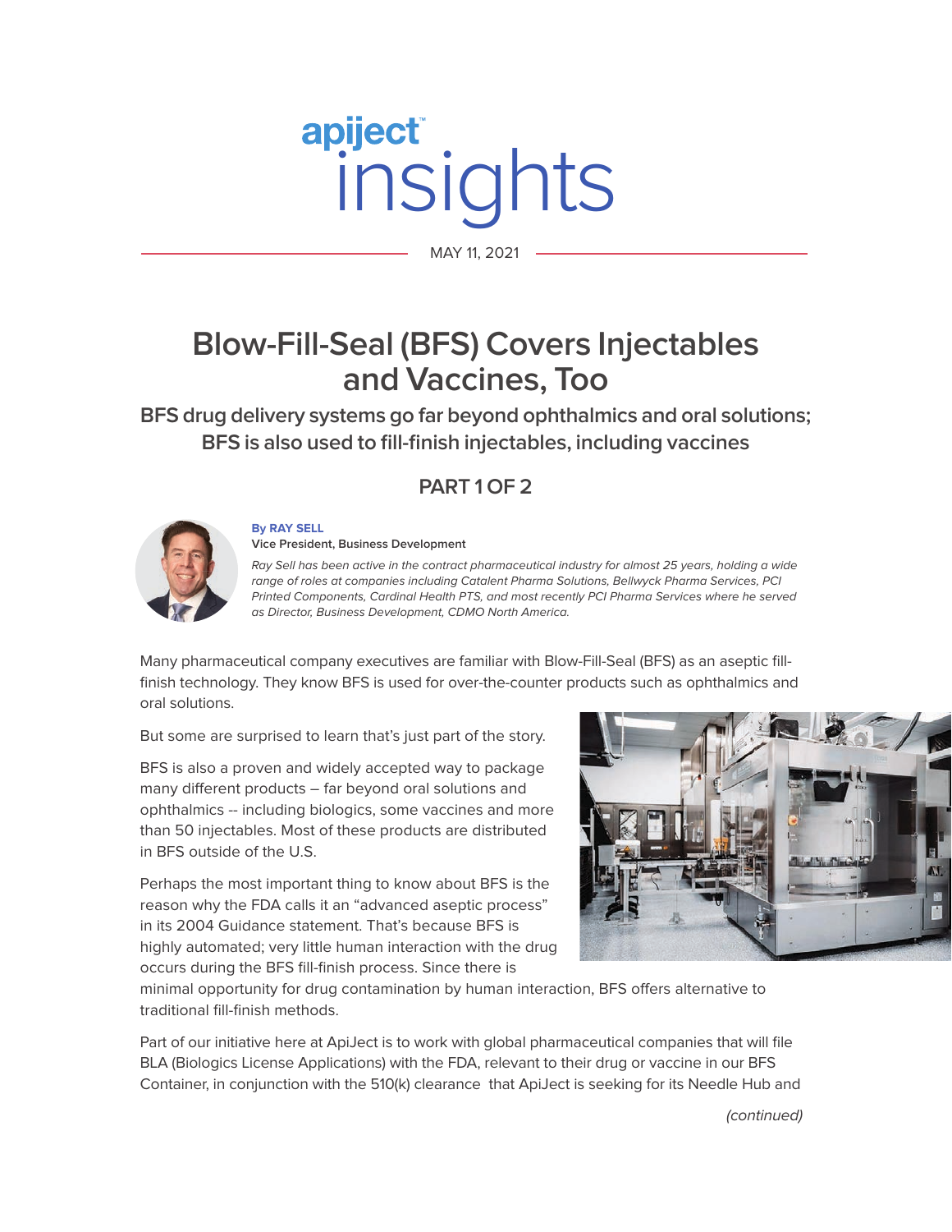apiject™ insights

MAY 11, 2021

# Blow-Fill-Seal (BFS) Covers Injectables and Vaccines, Too

## BFS drug delivery systems go far beyond ophthalmics and oral solutions; BFS is also used to fill-finish injectables, including vaccines

### PART 1 OF 2

**By RAY SELL**
**Vice President, Business Development**

*Ray Sell has been active in the contract pharmaceutical industry for almost 25 years, holding a wide range of roles at companies including Catalent Pharma Solutions, Bellwyck Pharma Services, PCI Printed Components, Cardinal Health PTS, and most recently PCI Pharma Services where he served as Director, Business Development, CDMO North America.*

Many pharmaceutical company executives are familiar with Blow-Fill-Seal (BFS) as an aseptic fill-finish technology. They know BFS is used for over-the-counter products such as ophthalmics and oral solutions.

But some are surprised to learn that's just part of the story.

BFS is also a proven and widely accepted way to package many different products – far beyond oral solutions and ophthalmics -- including biologics, some vaccines and more than 50 injectables. Most of these products are distributed in BFS outside of the U.S.

Perhaps the most important thing to know about BFS is the reason why the FDA calls it an "advanced aseptic process" in its 2004 Guidance statement. That's because BFS is highly automated; very little human interaction with the drug occurs during the BFS fill-finish process. Since there is minimal opportunity for drug contamination by human interaction, BFS offers alternative to traditional fill-finish methods.

Part of our initiative here at ApiJect is to work with global pharmaceutical companies that will file BLA (Biologics License Applications) with the FDA, relevant to their drug or vaccine in our BFS Container, in conjunction with the 510(k) clearance that ApiJect is seeking for its Needle Hub and

*(continued)*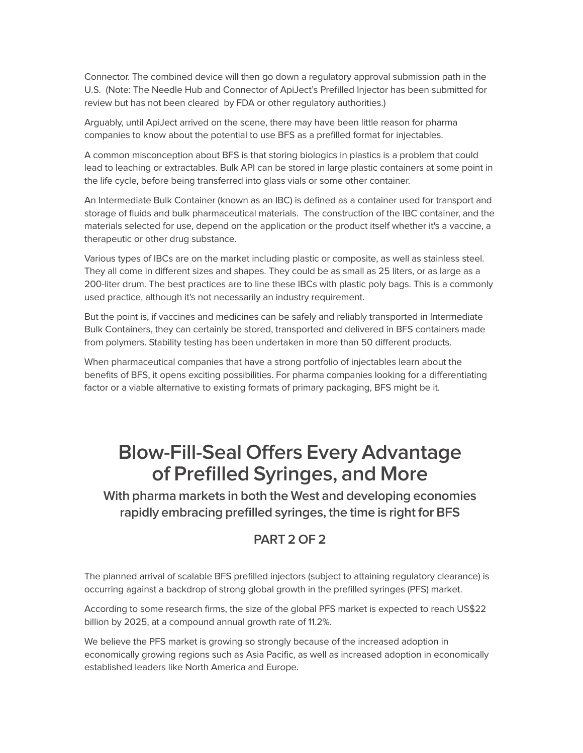Connector. The combined device will then go down a regulatory approval submission path in the U.S. (Note: The Needle Hub and Connector of ApiJect's Prefilled Injector has been submitted for review but has not been cleared by FDA or other regulatory authorities.)

Arguably, until ApiJect arrived on the scene, there may have been little reason for pharma companies to know about the potential to use BFS as a prefilled format for injectables.

A common misconception about BFS is that storing biologics in plastics is a problem that could lead to leaching or extractables. Bulk API can be stored in large plastic containers at some point in the life cycle, before being transferred into glass vials or some other container.

An Intermediate Bulk Container (known as an IBC) is defined as a container used for transport and storage of fluids and bulk pharmaceutical materials. The construction of the IBC container, and the materials selected for use, depend on the application or the product itself whether it's a vaccine, a therapeutic or other drug substance.

Various types of IBCs are on the market including plastic or composite, as well as stainless steel. They all come in different sizes and shapes. They could be as small as 25 liters, or as large as a 200-liter drum. The best practices are to line these IBCs with plastic poly bags. This is a commonly used practice, although it's not necessarily an industry requirement.

But the point is, if vaccines and medicines can be safely and reliably transported in Intermediate Bulk Containers, they can certainly be stored, transported and delivered in BFS containers made from polymers. Stability testing has been undertaken in more than 50 different products.

When pharmaceutical companies that have a strong portfolio of injectables learn about the benefits of BFS, it opens exciting possibilities. For pharma companies looking for a differentiating factor or a viable alternative to existing formats of primary packaging, BFS might be it.

# Blow-Fill-Seal Offers Every Advantage of Prefilled Syringes, and More

## With pharma markets in both the West and developing economies rapidly embracing prefilled syringes, the time is right for BFS

### PART 2 OF 2

The planned arrival of scalable BFS prefilled injectors (subject to attaining regulatory clearance) is occurring against a backdrop of strong global growth in the prefilled syringes (PFS) market.

According to some research firms, the size of the global PFS market is expected to reach US$22 billion by 2025, at a compound annual growth rate of 11.2%.

We believe the PFS market is growing so strongly because of the increased adoption in economically growing regions such as Asia Pacific, as well as increased adoption in economically established leaders like North America and Europe.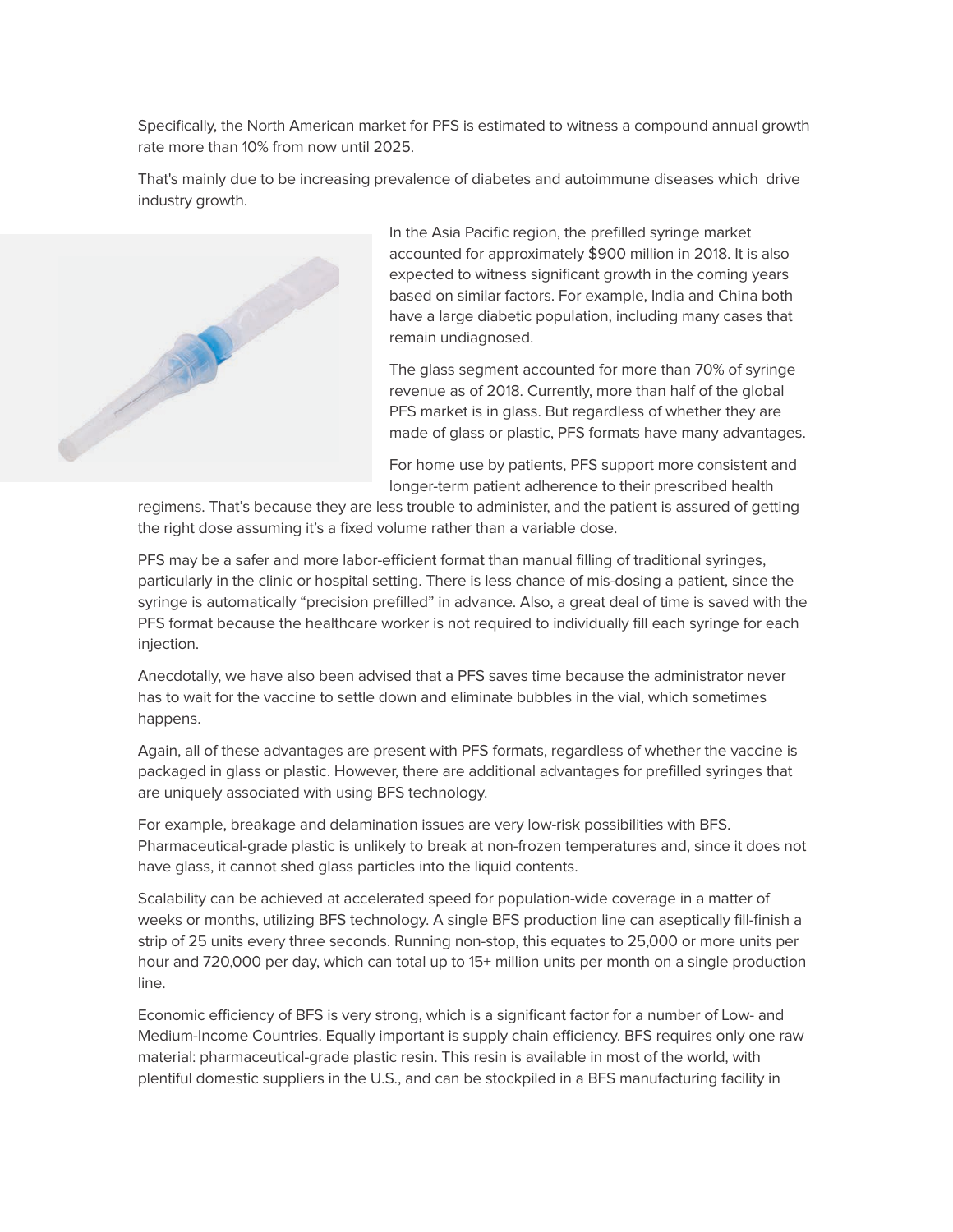Specifically, the North American market for PFS is estimated to witness a compound annual growth rate more than 10% from now until 2025.

That's mainly due to be increasing prevalence of diabetes and autoimmune diseases which drive industry growth.

In the Asia Pacific region, the prefilled syringe market accounted for approximately $900 million in 2018. It is also expected to witness significant growth in the coming years based on similar factors. For example, India and China both have a large diabetic population, including many cases that remain undiagnosed.

The glass segment accounted for more than 70% of syringe revenue as of 2018. Currently, more than half of the global PFS market is in glass. But regardless of whether they are made of glass or plastic, PFS formats have many advantages.

For home use by patients, PFS support more consistent and longer-term patient adherence to their prescribed health regimens. That's because they are less trouble to administer, and the patient is assured of getting the right dose assuming it's a fixed volume rather than a variable dose.

PFS may be a safer and more labor-efficient format than manual filling of traditional syringes, particularly in the clinic or hospital setting. There is less chance of mis-dosing a patient, since the syringe is automatically "precision prefilled" in advance. Also, a great deal of time is saved with the PFS format because the healthcare worker is not required to individually fill each syringe for each injection.

Anecdotally, we have also been advised that a PFS saves time because the administrator never has to wait for the vaccine to settle down and eliminate bubbles in the vial, which sometimes happens.

Again, all of these advantages are present with PFS formats, regardless of whether the vaccine is packaged in glass or plastic. However, there are additional advantages for prefilled syringes that are uniquely associated with using BFS technology.

For example, breakage and delamination issues are very low-risk possibilities with BFS. Pharmaceutical-grade plastic is unlikely to break at non-frozen temperatures and, since it does not have glass, it cannot shed glass particles into the liquid contents.

Scalability can be achieved at accelerated speed for population-wide coverage in a matter of weeks or months, utilizing BFS technology. A single BFS production line can aseptically fill-finish a strip of 25 units every three seconds. Running non-stop, this equates to 25,000 or more units per hour and 720,000 per day, which can total up to 15+ million units per month on a single production line.

Economic efficiency of BFS is very strong, which is a significant factor for a number of Low- and Medium-Income Countries. Equally important is supply chain efficiency. BFS requires only one raw material: pharmaceutical-grade plastic resin. This resin is available in most of the world, with plentiful domestic suppliers in the U.S., and can be stockpiled in a BFS manufacturing facility in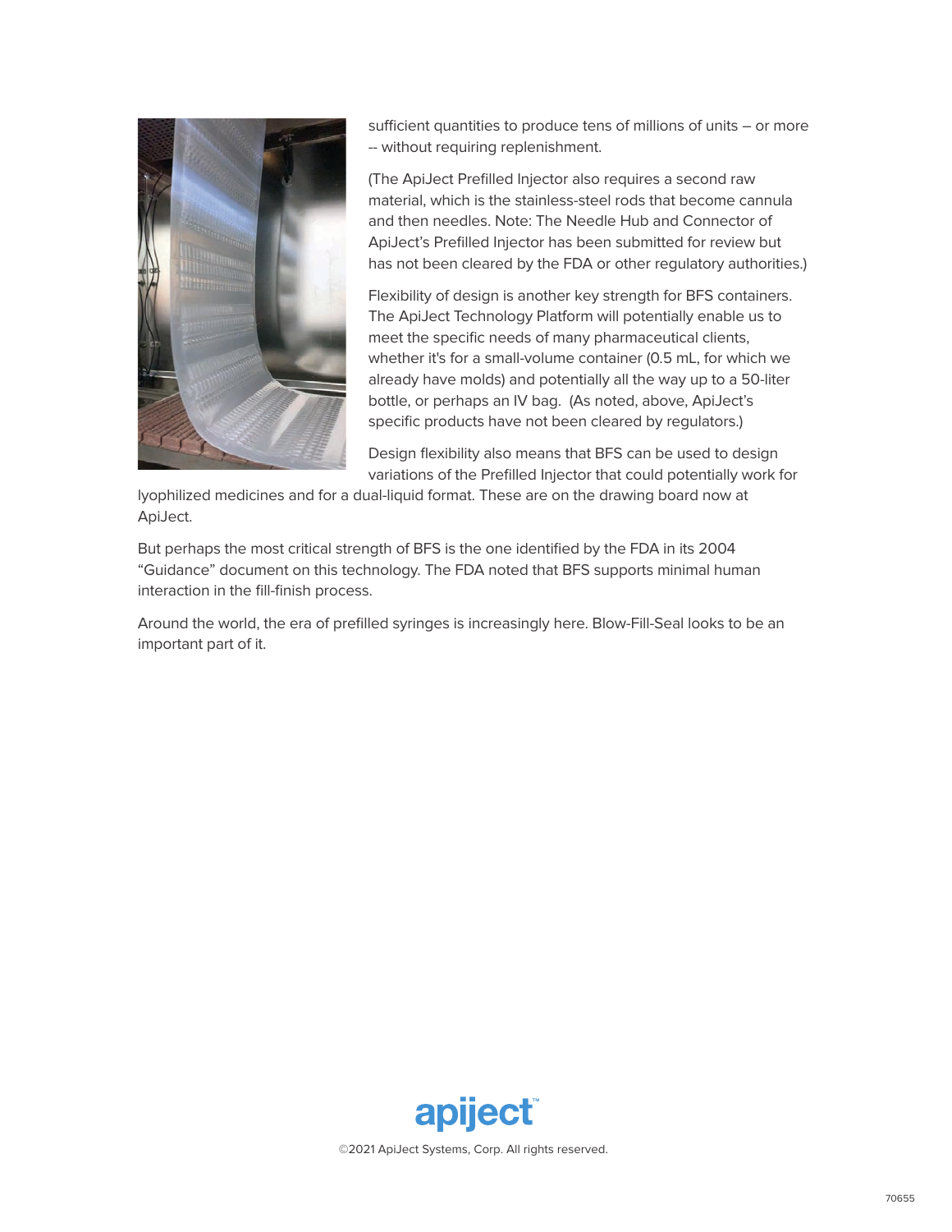sufficient quantities to produce tens of millions of units – or more -- without requiring replenishment.

(The ApiJect Prefilled Injector also requires a second raw material, which is the stainless-steel rods that become cannula and then needles. Note: The Needle Hub and Connector of ApiJect's Prefilled Injector has been submitted for review but has not been cleared by the FDA or other regulatory authorities.)

Flexibility of design is another key strength for BFS containers. The ApiJect Technology Platform will potentially enable us to meet the specific needs of many pharmaceutical clients, whether it's for a small-volume container (0.5 mL, for which we already have molds) and potentially all the way up to a 50-liter bottle, or perhaps an IV bag. (As noted, above, ApiJect's specific products have not been cleared by regulators.)

Design flexibility also means that BFS can be used to design variations of the Prefilled Injector that could potentially work for lyophilized medicines and for a dual-liquid format. These are on the drawing board now at ApiJect.

But perhaps the most critical strength of BFS is the one identified by the FDA in its 2004 "Guidance" document on this technology. The FDA noted that BFS supports minimal human interaction in the fill-finish process.

Around the world, the era of prefilled syringes is increasingly here. Blow-Fill-Seal looks to be an important part of it.

apiject™

©2021 ApiJect Systems, Corp. All rights reserved.

70655